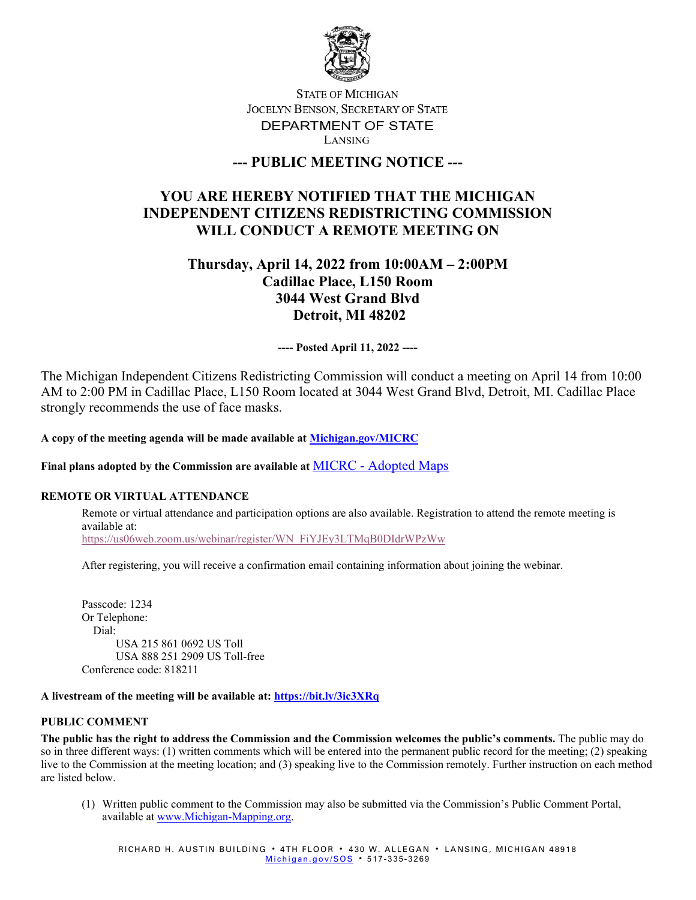STATE OF MICHIGAN
JOCELYN BENSON, SECRETARY OF STATE
DEPARTMENT OF STATE
LANSING

## --- PUBLIC MEETING NOTICE ---

## YOU ARE HEREBY NOTIFIED THAT THE MICHIGAN INDEPENDENT CITIZENS REDISTRICTING COMMISSION WILL CONDUCT A REMOTE MEETING ON

### Thursday, April 14, 2022 from 10:00AM – 2:00PM
### Cadillac Place, L150 Room
### 3044 West Grand Blvd
### Detroit, MI 48202

**---- Posted April 11, 2022 ----**

The Michigan Independent Citizens Redistricting Commission will conduct a meeting on April 14 from 10:00 AM to 2:00 PM in Cadillac Place, L150 Room located at 3044 West Grand Blvd, Detroit, MI. Cadillac Place strongly recommends the use of face masks.

**A copy of the meeting agenda will be made available at [Michigan.gov/MICRC](Michigan.gov/MICRC)**

**Final plans adopted by the Commission are available at** MICRC - Adopted Maps

**REMOTE OR VIRTUAL ATTENDANCE**

Remote or virtual attendance and participation options are also available. Registration to attend the remote meeting is available at:
https://us06web.zoom.us/webinar/register/WN_FiYJEy3LTMqB0DIdrWPzWw

After registering, you will receive a confirmation email containing information about joining the webinar.

Passcode: 1234
Or Telephone:
Dial:
USA 215 861 0692 US Toll
USA 888 251 2909 US Toll-free
Conference code: 818211

**A livestream of the meeting will be available at: https://bit.ly/3ic3XRq**

**PUBLIC COMMENT**

**The public has the right to address the Commission and the Commission welcomes the public's comments.** The public may do so in three different ways: (1) written comments which will be entered into the permanent public record for the meeting; (2) speaking live to the Commission at the meeting location; and (3) speaking live to the Commission remotely. Further instruction on each method are listed below.

(1) Written public comment to the Commission may also be submitted via the Commission's Public Comment Portal, available at www.Michigan-Mapping.org.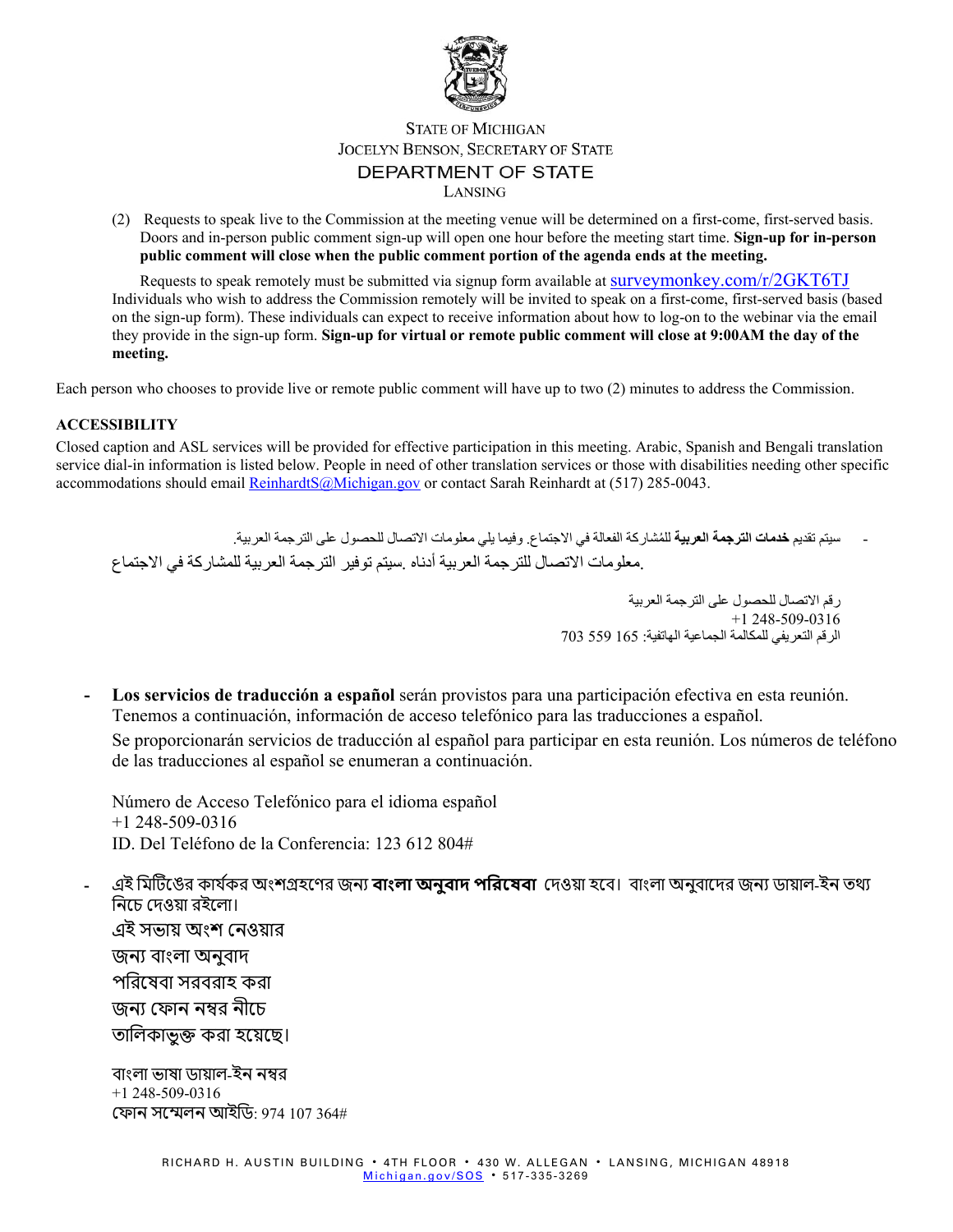STATE OF MICHIGAN
JOCELYN BENSON, SECRETARY OF STATE
DEPARTMENT OF STATE
LANSING

(2) Requests to speak live to the Commission at the meeting venue will be determined on a first-come, first-served basis. Doors and in-person public comment sign-up will open one hour before the meeting start time. **Sign-up for in-person public comment will close when the public comment portion of the agenda ends at the meeting.**

Requests to speak remotely must be submitted via signup form available at surveymonkey.com/r/2GKT6TJ Individuals who wish to address the Commission remotely will be invited to speak on a first-come, first-served basis (based on the sign-up form). These individuals can expect to receive information about how to log-on to the webinar via the email they provide in the sign-up form. **Sign-up for virtual or remote public comment will close at 9:00AM the day of the meeting.**

Each person who chooses to provide live or remote public comment will have up to two (2) minutes to address the Commission.

**ACCESSIBILITY**

Closed caption and ASL services will be provided for effective participation in this meeting. Arabic, Spanish and Bengali translation service dial-in information is listed below. People in need of other translation services or those with disabilities needing other specific accommodations should email ReinhardtS@Michigan.gov or contact Sarah Reinhardt at (517) 285-0043.

- سيتم تقديم **خدمات الترجمة العربية** للمُشاركة الفعالة في الاجتماع. وفيما يلي معلومات الاتصال للحصول على الترجمة العربية.

سيتم توفير الترجمة العربية للمشاركة في الاجتماع. معلومات الاتصال للترجمة العربية أدناه.

رقم الاتصال للحصول على الترجمة العربية
+1 248-509-0316
الرقم التعريفي للمكالمة الجماعية الهاتفية: 703 559 165

- **Los servicios de traducción a español** serán provistos para una participación efectiva en esta reunión. Tenemos a continuación, información de acceso telefónico para las traducciones a español.

  Se proporcionarán servicios de traducción al español para participar en esta reunión. Los números de teléfono de las traducciones al español se enumeran a continuación.

  Número de Acceso Telefónico para el idioma español
  +1 248-509-0316
  ID. Del Teléfono de la Conferencia: 123 612 804#

- এই মিটিঙের কার্যকর অংশগ্রহণের জন্য **বাংলা অনুবাদ পরিষেবা** দেওয়া হবে। বাংলা অনুবাদের জন্য ডায়াল-ইন তথ্য নিচে দেওয়া রইলো।

  এই সভায় অংশ নেওয়ার জন্য বাংলা অনুবাদ পরিষেবা সরবরাহ করা জন্য ফোন নম্বর নীচে তালিকাভুক্ত করা হয়েছে।

  বাংলা ভাষা ডায়াল-ইন নম্বর
  +1 248-509-0316
  ফোন সম্মেলন আইডি: 974 107 364#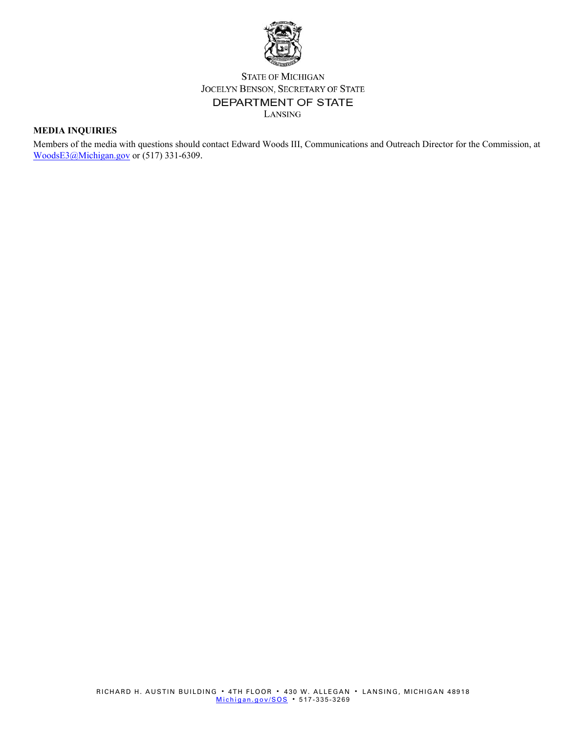STATE OF MICHIGAN
JOCELYN BENSON, SECRETARY OF STATE
DEPARTMENT OF STATE
LANSING

**MEDIA INQUIRIES**

Members of the media with questions should contact Edward Woods III, Communications and Outreach Director for the Commission, at WoodsE3@Michigan.gov or (517) 331-6309.

RICHARD H. AUSTIN BUILDING • 4TH FLOOR • 430 W. ALLEGAN • LANSING, MICHIGAN 48918
Michigan.gov/SOS • 517-335-3269